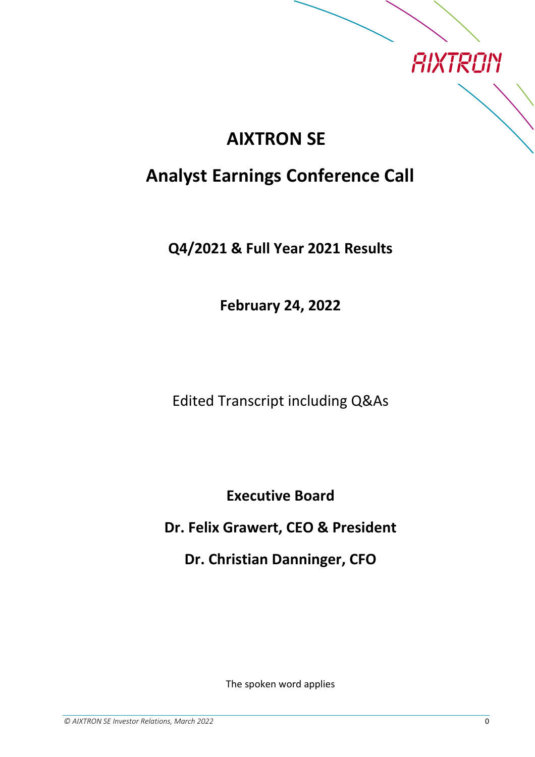# AIXTRON SE

## Analyst Earnings Conference Call

**Q4/2021 & Full Year 2021 Results**

**February 24, 2022**

Edited Transcript including Q&As

**Executive Board**

**Dr. Felix Grawert, CEO & President**

**Dr. Christian Danninger, CFO**

The spoken word applies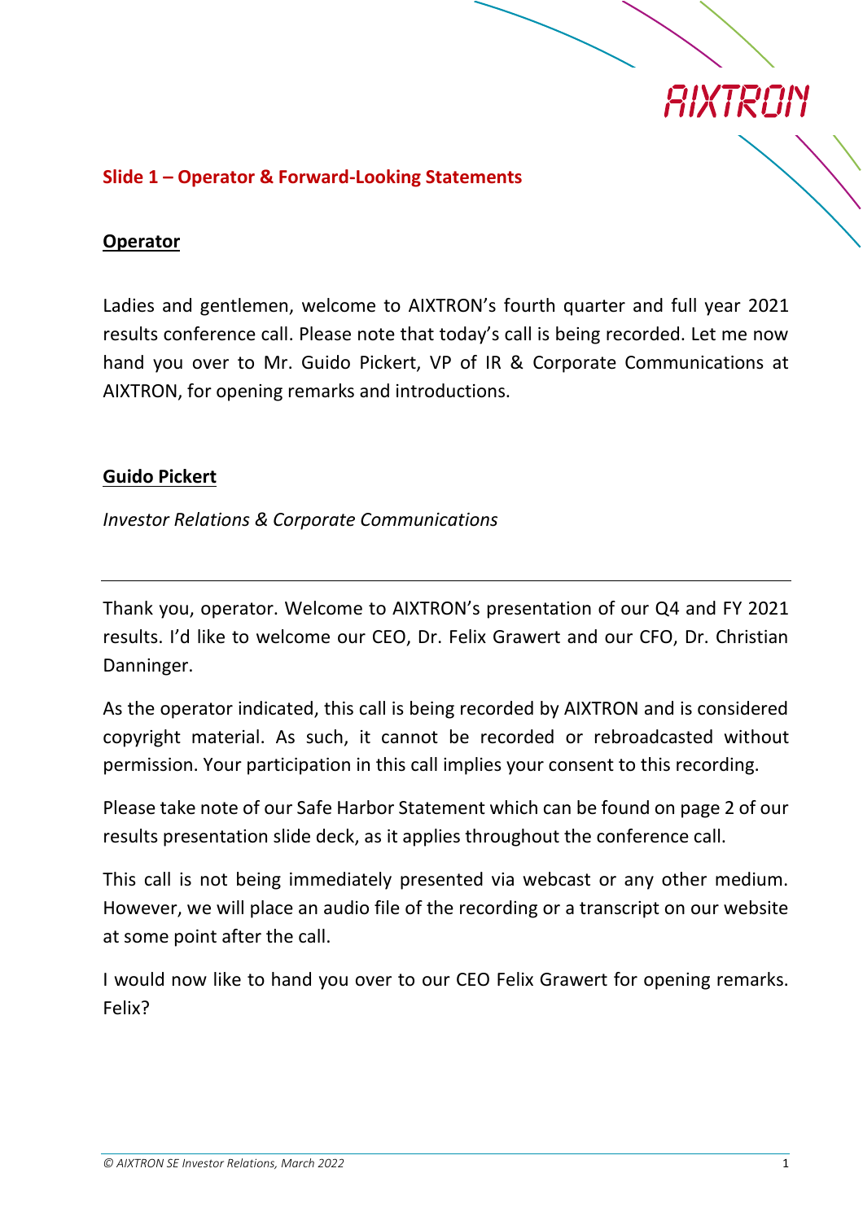## Slide 1 – Operator & Forward-Looking Statements

**Operator**

Ladies and gentlemen, welcome to AIXTRON's fourth quarter and full year 2021 results conference call. Please note that today's call is being recorded. Let me now hand you over to Mr. Guido Pickert, VP of IR & Corporate Communications at AIXTRON, for opening remarks and introductions.

**Guido Pickert**

*Investor Relations & Corporate Communications*

---

Thank you, operator. Welcome to AIXTRON's presentation of our Q4 and FY 2021 results. I'd like to welcome our CEO, Dr. Felix Grawert and our CFO, Dr. Christian Danninger.

As the operator indicated, this call is being recorded by AIXTRON and is considered copyright material. As such, it cannot be recorded or rebroadcasted without permission. Your participation in this call implies your consent to this recording.

Please take note of our Safe Harbor Statement which can be found on page 2 of our results presentation slide deck, as it applies throughout the conference call.

This call is not being immediately presented via webcast or any other medium. However, we will place an audio file of the recording or a transcript on our website at some point after the call.

I would now like to hand you over to our CEO Felix Grawert for opening remarks. Felix?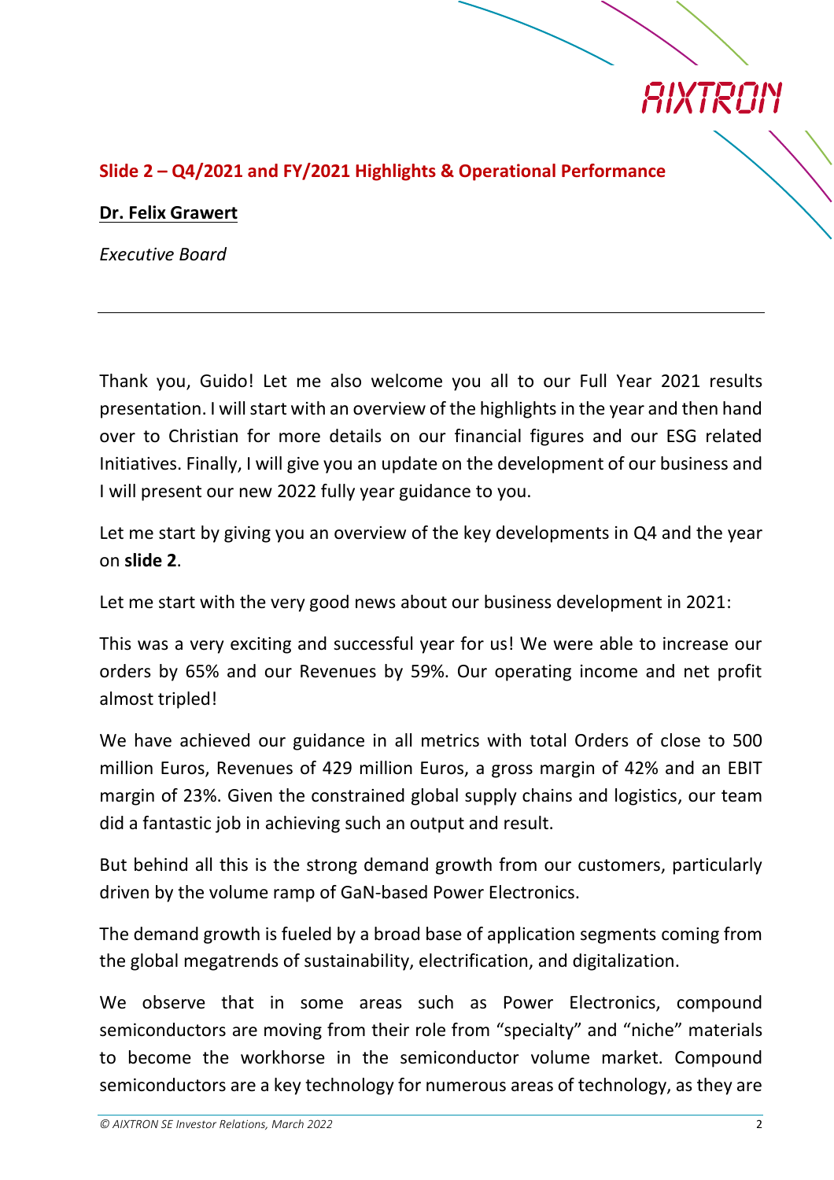## Slide 2 – Q4/2021 and FY/2021 Highlights & Operational Performance

**Dr. Felix Grawert**

*Executive Board*

---

Thank you, Guido! Let me also welcome you all to our Full Year 2021 results presentation. I will start with an overview of the highlights in the year and then hand over to Christian for more details on our financial figures and our ESG related Initiatives. Finally, I will give you an update on the development of our business and I will present our new 2022 fully year guidance to you.

Let me start by giving you an overview of the key developments in Q4 and the year on **slide 2**.

Let me start with the very good news about our business development in 2021:

This was a very exciting and successful year for us! We were able to increase our orders by 65% and our Revenues by 59%. Our operating income and net profit almost tripled!

We have achieved our guidance in all metrics with total Orders of close to 500 million Euros, Revenues of 429 million Euros, a gross margin of 42% and an EBIT margin of 23%. Given the constrained global supply chains and logistics, our team did a fantastic job in achieving such an output and result.

But behind all this is the strong demand growth from our customers, particularly driven by the volume ramp of GaN-based Power Electronics.

The demand growth is fueled by a broad base of application segments coming from the global megatrends of sustainability, electrification, and digitalization.

We observe that in some areas such as Power Electronics, compound semiconductors are moving from their role from "specialty" and "niche" materials to become the workhorse in the semiconductor volume market. Compound semiconductors are a key technology for numerous areas of technology, as they are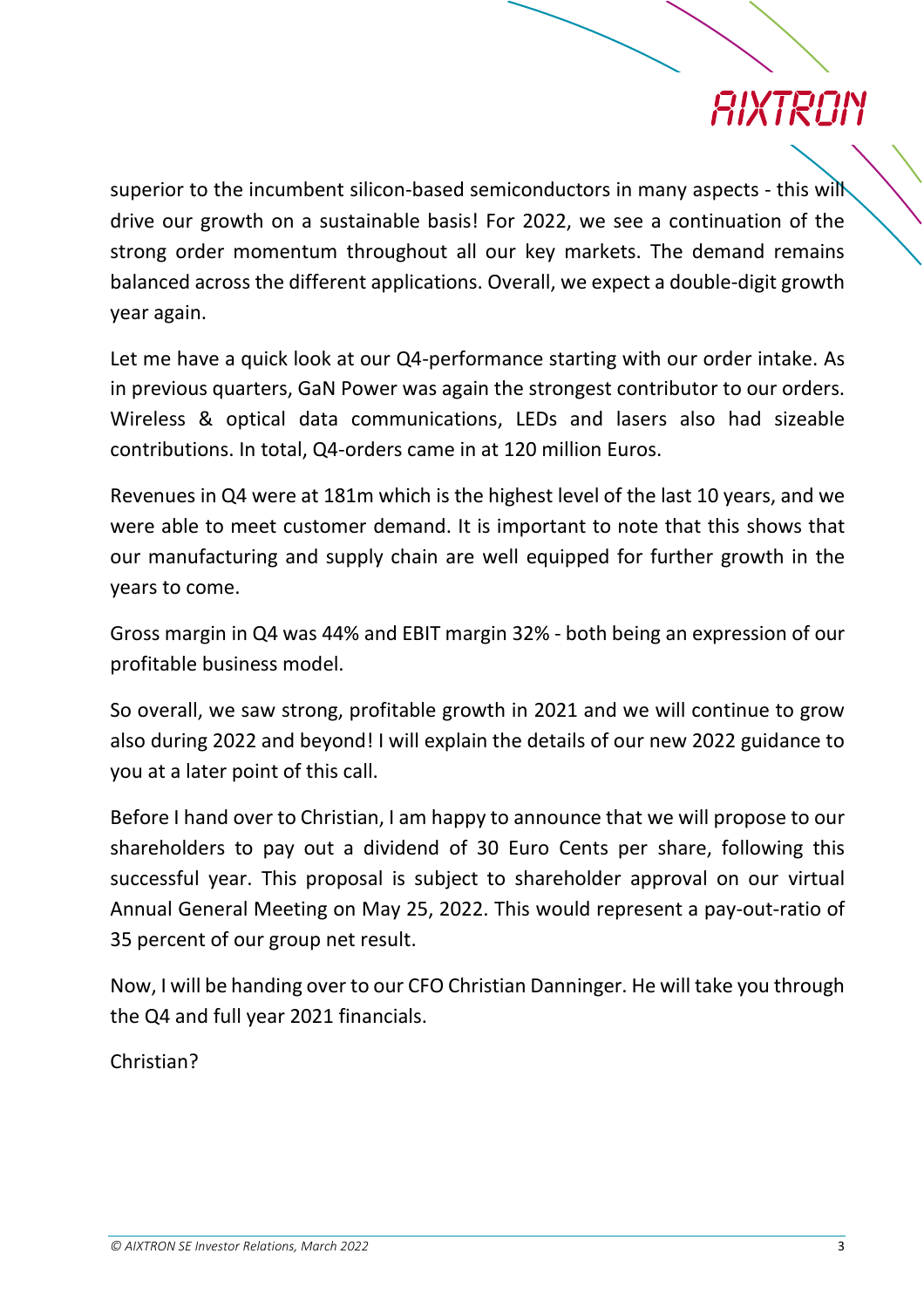superior to the incumbent silicon-based semiconductors in many aspects - this will drive our growth on a sustainable basis! For 2022, we see a continuation of the strong order momentum throughout all our key markets. The demand remains balanced across the different applications. Overall, we expect a double-digit growth year again.

Let me have a quick look at our Q4-performance starting with our order intake. As in previous quarters, GaN Power was again the strongest contributor to our orders. Wireless & optical data communications, LEDs and lasers also had sizeable contributions. In total, Q4-orders came in at 120 million Euros.

Revenues in Q4 were at 181m which is the highest level of the last 10 years, and we were able to meet customer demand. It is important to note that this shows that our manufacturing and supply chain are well equipped for further growth in the years to come.

Gross margin in Q4 was 44% and EBIT margin 32% - both being an expression of our profitable business model.

So overall, we saw strong, profitable growth in 2021 and we will continue to grow also during 2022 and beyond! I will explain the details of our new 2022 guidance to you at a later point of this call.

Before I hand over to Christian, I am happy to announce that we will propose to our shareholders to pay out a dividend of 30 Euro Cents per share, following this successful year. This proposal is subject to shareholder approval on our virtual Annual General Meeting on May 25, 2022. This would represent a pay-out-ratio of 35 percent of our group net result.

Now, I will be handing over to our CFO Christian Danninger. He will take you through the Q4 and full year 2021 financials.

Christian?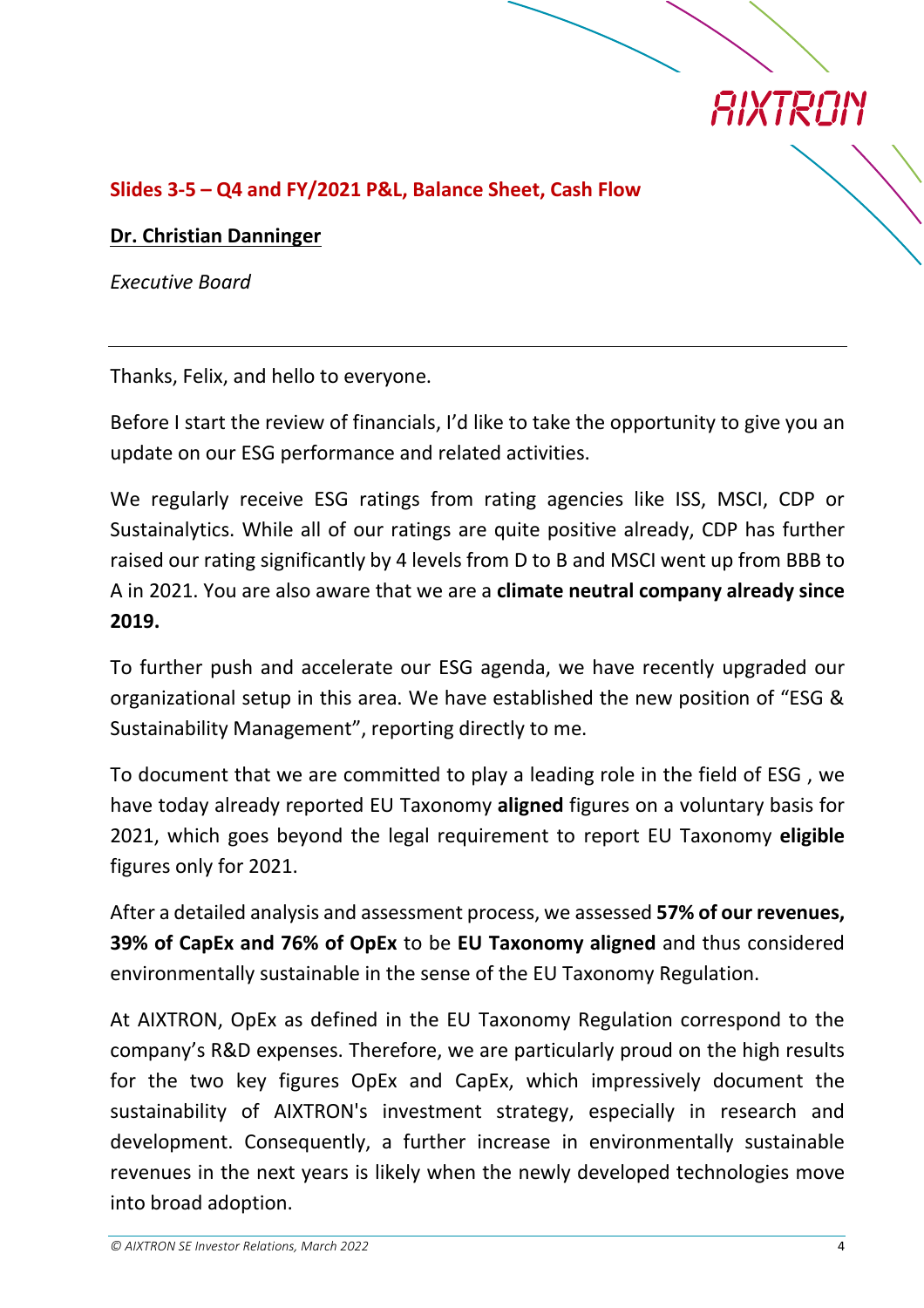## Slides 3-5 – Q4 and FY/2021 P&L, Balance Sheet, Cash Flow

**Dr. Christian Danninger**

*Executive Board*

---

Thanks, Felix, and hello to everyone.

Before I start the review of financials, I'd like to take the opportunity to give you an update on our ESG performance and related activities.

We regularly receive ESG ratings from rating agencies like ISS, MSCI, CDP or Sustainalytics. While all of our ratings are quite positive already, CDP has further raised our rating significantly by 4 levels from D to B and MSCI went up from BBB to A in 2021. You are also aware that we are a **climate neutral company already since 2019.**

To further push and accelerate our ESG agenda, we have recently upgraded our organizational setup in this area. We have established the new position of "ESG & Sustainability Management", reporting directly to me.

To document that we are committed to play a leading role in the field of ESG , we have today already reported EU Taxonomy **aligned** figures on a voluntary basis for 2021, which goes beyond the legal requirement to report EU Taxonomy **eligible** figures only for 2021.

After a detailed analysis and assessment process, we assessed **57% of our revenues, 39% of CapEx and 76% of OpEx** to be **EU Taxonomy aligned** and thus considered environmentally sustainable in the sense of the EU Taxonomy Regulation.

At AIXTRON, OpEx as defined in the EU Taxonomy Regulation correspond to the company's R&D expenses. Therefore, we are particularly proud on the high results for the two key figures OpEx and CapEx, which impressively document the sustainability of AIXTRON's investment strategy, especially in research and development. Consequently, a further increase in environmentally sustainable revenues in the next years is likely when the newly developed technologies move into broad adoption.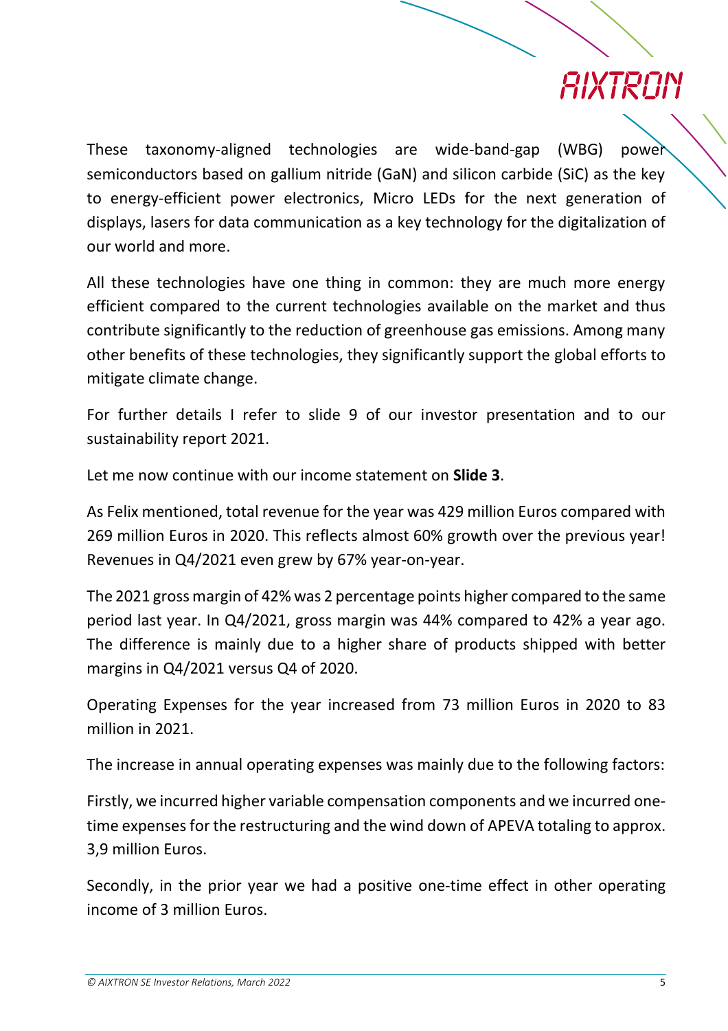These taxonomy-aligned technologies are wide-band-gap (WBG) power semiconductors based on gallium nitride (GaN) and silicon carbide (SiC) as the key to energy-efficient power electronics, Micro LEDs for the next generation of displays, lasers for data communication as a key technology for the digitalization of our world and more.

All these technologies have one thing in common: they are much more energy efficient compared to the current technologies available on the market and thus contribute significantly to the reduction of greenhouse gas emissions. Among many other benefits of these technologies, they significantly support the global efforts to mitigate climate change.

For further details I refer to slide 9 of our investor presentation and to our sustainability report 2021.

Let me now continue with our income statement on **Slide 3**.

As Felix mentioned, total revenue for the year was 429 million Euros compared with 269 million Euros in 2020. This reflects almost 60% growth over the previous year! Revenues in Q4/2021 even grew by 67% year-on-year.

The 2021 gross margin of 42% was 2 percentage points higher compared to the same period last year. In Q4/2021, gross margin was 44% compared to 42% a year ago. The difference is mainly due to a higher share of products shipped with better margins in Q4/2021 versus Q4 of 2020.

Operating Expenses for the year increased from 73 million Euros in 2020 to 83 million in 2021.

The increase in annual operating expenses was mainly due to the following factors:

Firstly, we incurred higher variable compensation components and we incurred one-time expenses for the restructuring and the wind down of APEVA totaling to approx. 3,9 million Euros.

Secondly, in the prior year we had a positive one-time effect in other operating income of 3 million Euros.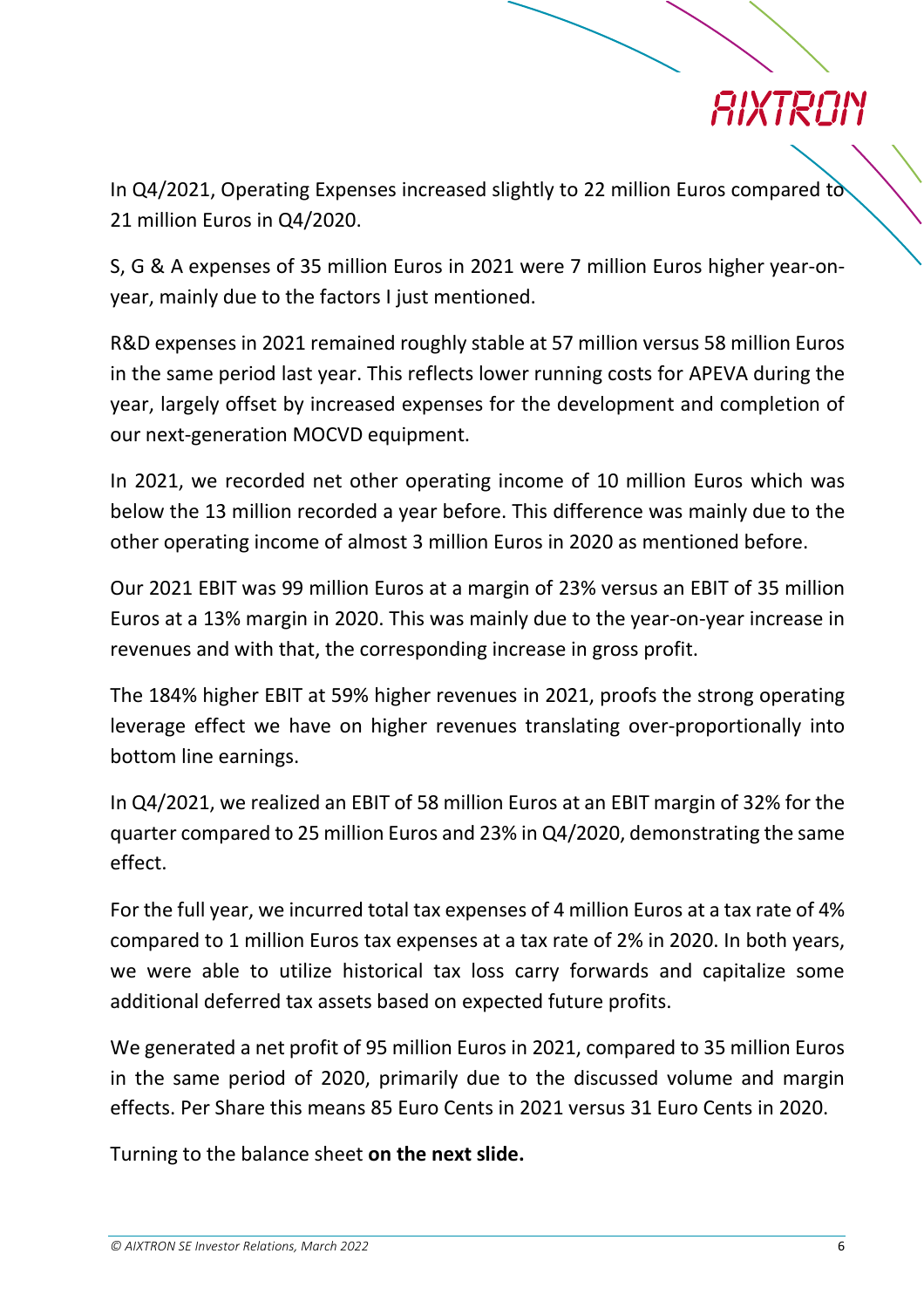In Q4/2021, Operating Expenses increased slightly to 22 million Euros compared to 21 million Euros in Q4/2020.

S, G & A expenses of 35 million Euros in 2021 were 7 million Euros higher year-on-year, mainly due to the factors I just mentioned.

R&D expenses in 2021 remained roughly stable at 57 million versus 58 million Euros in the same period last year. This reflects lower running costs for APEVA during the year, largely offset by increased expenses for the development and completion of our next-generation MOCVD equipment.

In 2021, we recorded net other operating income of 10 million Euros which was below the 13 million recorded a year before. This difference was mainly due to the other operating income of almost 3 million Euros in 2020 as mentioned before.

Our 2021 EBIT was 99 million Euros at a margin of 23% versus an EBIT of 35 million Euros at a 13% margin in 2020. This was mainly due to the year-on-year increase in revenues and with that, the corresponding increase in gross profit.

The 184% higher EBIT at 59% higher revenues in 2021, proofs the strong operating leverage effect we have on higher revenues translating over-proportionally into bottom line earnings.

In Q4/2021, we realized an EBIT of 58 million Euros at an EBIT margin of 32% for the quarter compared to 25 million Euros and 23% in Q4/2020, demonstrating the same effect.

For the full year, we incurred total tax expenses of 4 million Euros at a tax rate of 4% compared to 1 million Euros tax expenses at a tax rate of 2% in 2020. In both years, we were able to utilize historical tax loss carry forwards and capitalize some additional deferred tax assets based on expected future profits.

We generated a net profit of 95 million Euros in 2021, compared to 35 million Euros in the same period of 2020, primarily due to the discussed volume and margin effects. Per Share this means 85 Euro Cents in 2021 versus 31 Euro Cents in 2020.

Turning to the balance sheet **on the next slide.**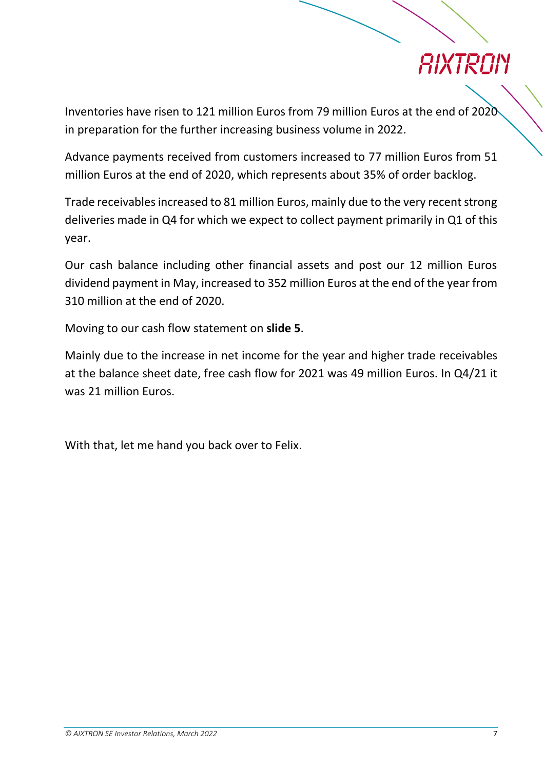Inventories have risen to 121 million Euros from 79 million Euros at the end of 2020 in preparation for the further increasing business volume in 2022.

Advance payments received from customers increased to 77 million Euros from 51 million Euros at the end of 2020, which represents about 35% of order backlog.

Trade receivables increased to 81 million Euros, mainly due to the very recent strong deliveries made in Q4 for which we expect to collect payment primarily in Q1 of this year.

Our cash balance including other financial assets and post our 12 million Euros dividend payment in May, increased to 352 million Euros at the end of the year from 310 million at the end of 2020.

Moving to our cash flow statement on **slide 5**.

Mainly due to the increase in net income for the year and higher trade receivables at the balance sheet date, free cash flow for 2021 was 49 million Euros. In Q4/21 it was 21 million Euros.

With that, let me hand you back over to Felix.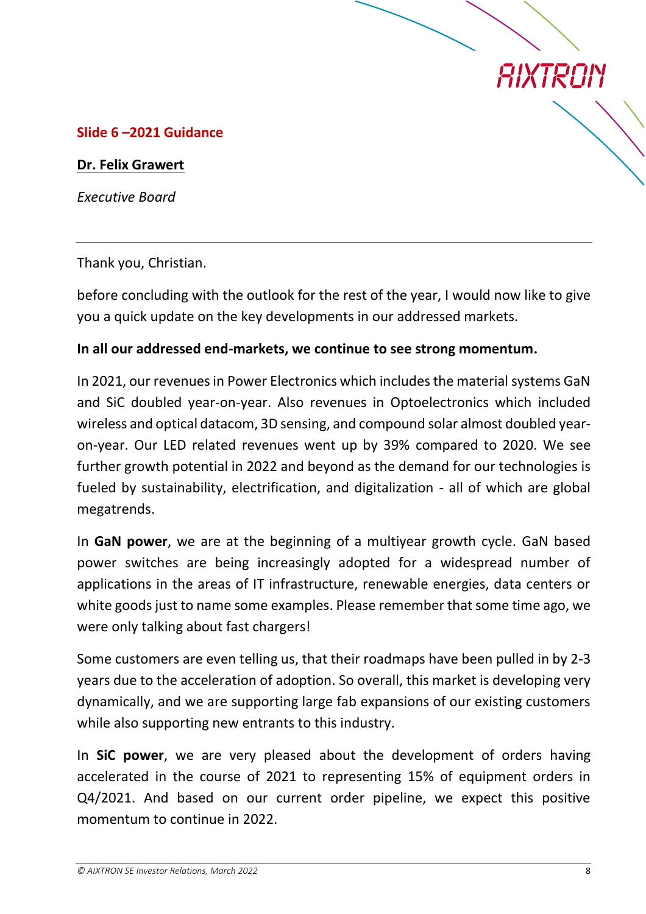**Slide 6 –2021 Guidance**

**Dr. Felix Grawert**

*Executive Board*

---

Thank you, Christian.

before concluding with the outlook for the rest of the year, I would now like to give you a quick update on the key developments in our addressed markets.

**In all our addressed end-markets, we continue to see strong momentum.**

In 2021, our revenues in Power Electronics which includes the material systems GaN and SiC doubled year-on-year. Also revenues in Optoelectronics which included wireless and optical datacom, 3D sensing, and compound solar almost doubled year-on-year. Our LED related revenues went up by 39% compared to 2020. We see further growth potential in 2022 and beyond as the demand for our technologies is fueled by sustainability, electrification, and digitalization - all of which are global megatrends.

In **GaN power**, we are at the beginning of a multiyear growth cycle. GaN based power switches are being increasingly adopted for a widespread number of applications in the areas of IT infrastructure, renewable energies, data centers or white goods just to name some examples. Please remember that some time ago, we were only talking about fast chargers!

Some customers are even telling us, that their roadmaps have been pulled in by 2-3 years due to the acceleration of adoption. So overall, this market is developing very dynamically, and we are supporting large fab expansions of our existing customers while also supporting new entrants to this industry.

In **SiC power**, we are very pleased about the development of orders having accelerated in the course of 2021 to representing 15% of equipment orders in Q4/2021. And based on our current order pipeline, we expect this positive momentum to continue in 2022.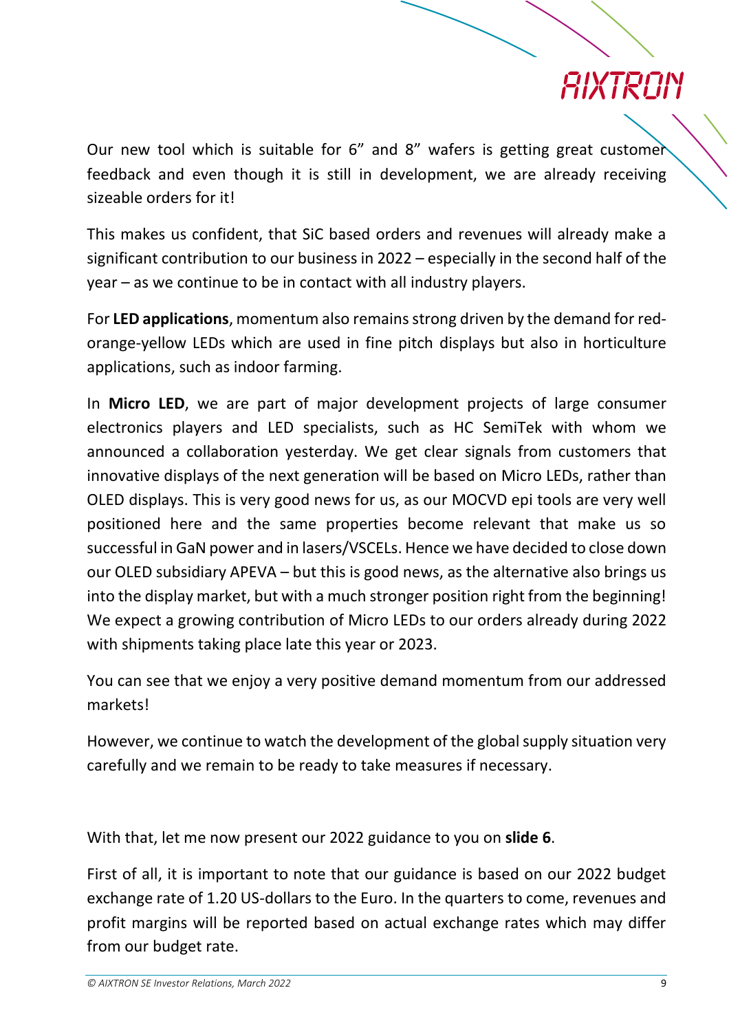Our new tool which is suitable for 6" and 8" wafers is getting great customer feedback and even though it is still in development, we are already receiving sizeable orders for it!

This makes us confident, that SiC based orders and revenues will already make a significant contribution to our business in 2022 – especially in the second half of the year – as we continue to be in contact with all industry players.

For **LED applications**, momentum also remains strong driven by the demand for red-orange-yellow LEDs which are used in fine pitch displays but also in horticulture applications, such as indoor farming.

In **Micro LED**, we are part of major development projects of large consumer electronics players and LED specialists, such as HC SemiTek with whom we announced a collaboration yesterday. We get clear signals from customers that innovative displays of the next generation will be based on Micro LEDs, rather than OLED displays. This is very good news for us, as our MOCVD epi tools are very well positioned here and the same properties become relevant that make us so successful in GaN power and in lasers/VSCELs. Hence we have decided to close down our OLED subsidiary APEVA – but this is good news, as the alternative also brings us into the display market, but with a much stronger position right from the beginning! We expect a growing contribution of Micro LEDs to our orders already during 2022 with shipments taking place late this year or 2023.

You can see that we enjoy a very positive demand momentum from our addressed markets!

However, we continue to watch the development of the global supply situation very carefully and we remain to be ready to take measures if necessary.

With that, let me now present our 2022 guidance to you on **slide 6**.

First of all, it is important to note that our guidance is based on our 2022 budget exchange rate of 1.20 US-dollars to the Euro. In the quarters to come, revenues and profit margins will be reported based on actual exchange rates which may differ from our budget rate.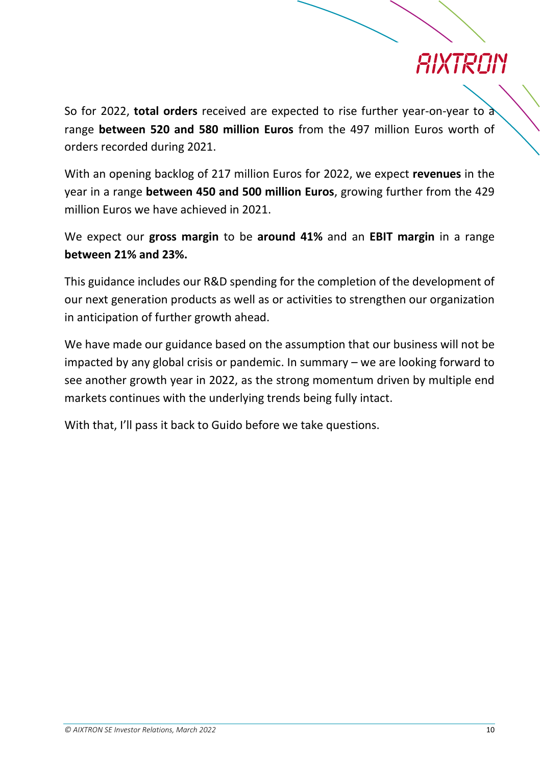So for 2022, **total orders** received are expected to rise further year-on-year to a range **between 520 and 580 million Euros** from the 497 million Euros worth of orders recorded during 2021.

With an opening backlog of 217 million Euros for 2022, we expect **revenues** in the year in a range **between 450 and 500 million Euros**, growing further from the 429 million Euros we have achieved in 2021.

We expect our **gross margin** to be **around 41%** and an **EBIT margin** in a range **between 21% and 23%.**

This guidance includes our R&D spending for the completion of the development of our next generation products as well as or activities to strengthen our organization in anticipation of further growth ahead.

We have made our guidance based on the assumption that our business will not be impacted by any global crisis or pandemic. In summary – we are looking forward to see another growth year in 2022, as the strong momentum driven by multiple end markets continues with the underlying trends being fully intact.

With that, I'll pass it back to Guido before we take questions.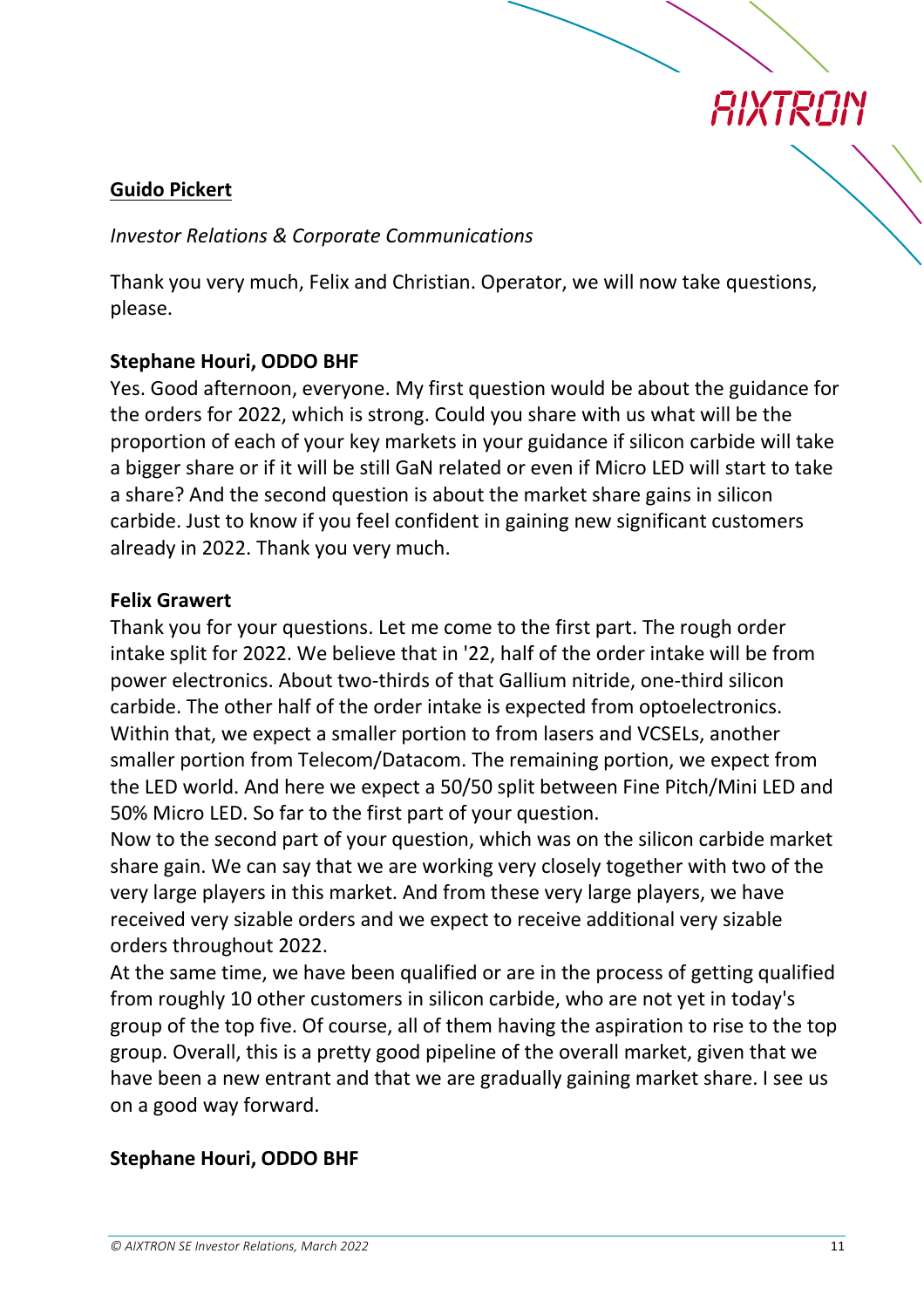**Guido Pickert**

*Investor Relations & Corporate Communications*

Thank you very much, Felix and Christian. Operator, we will now take questions, please.

**Stephane Houri, ODDO BHF**

Yes. Good afternoon, everyone. My first question would be about the guidance for the orders for 2022, which is strong. Could you share with us what will be the proportion of each of your key markets in your guidance if silicon carbide will take a bigger share or if it will be still GaN related or even if Micro LED will start to take a share? And the second question is about the market share gains in silicon carbide. Just to know if you feel confident in gaining new significant customers already in 2022. Thank you very much.

**Felix Grawert**

Thank you for your questions. Let me come to the first part. The rough order intake split for 2022. We believe that in '22, half of the order intake will be from power electronics. About two-thirds of that Gallium nitride, one-third silicon carbide. The other half of the order intake is expected from optoelectronics. Within that, we expect a smaller portion to from lasers and VCSELs, another smaller portion from Telecom/Datacom. The remaining portion, we expect from the LED world. And here we expect a 50/50 split between Fine Pitch/Mini LED and 50% Micro LED. So far to the first part of your question.

Now to the second part of your question, which was on the silicon carbide market share gain. We can say that we are working very closely together with two of the very large players in this market. And from these very large players, we have received very sizable orders and we expect to receive additional very sizable orders throughout 2022.

At the same time, we have been qualified or are in the process of getting qualified from roughly 10 other customers in silicon carbide, who are not yet in today's group of the top five. Of course, all of them having the aspiration to rise to the top group. Overall, this is a pretty good pipeline of the overall market, given that we have been a new entrant and that we are gradually gaining market share. I see us on a good way forward.

**Stephane Houri, ODDO BHF**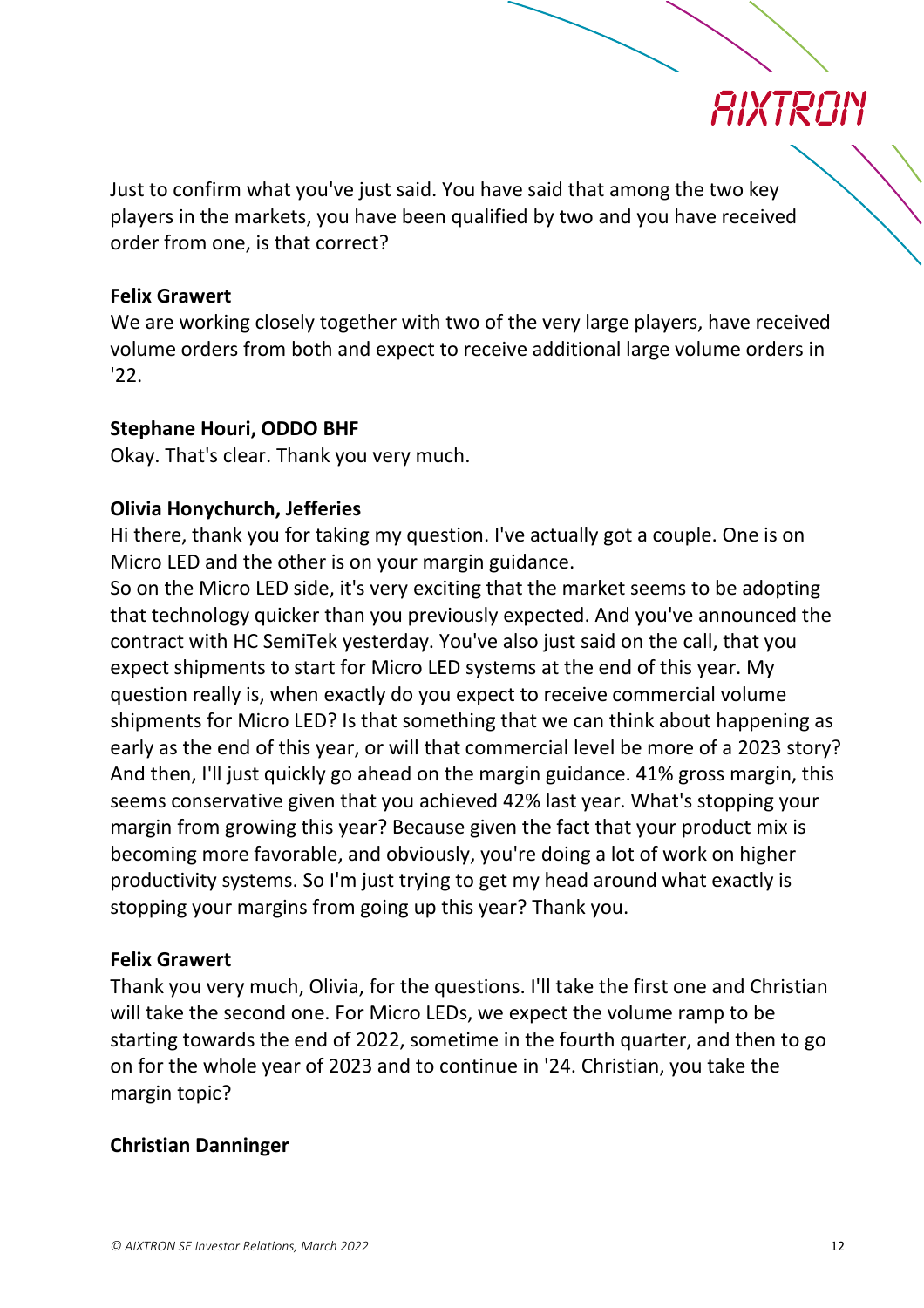Just to confirm what you've just said. You have said that among the two key players in the markets, you have been qualified by two and you have received order from one, is that correct?

**Felix Grawert**
We are working closely together with two of the very large players, have received volume orders from both and expect to receive additional large volume orders in '22.

**Stephane Houri, ODDO BHF**
Okay. That's clear. Thank you very much.

**Olivia Honychurch, Jefferies**
Hi there, thank you for taking my question. I've actually got a couple. One is on Micro LED and the other is on your margin guidance.
So on the Micro LED side, it's very exciting that the market seems to be adopting that technology quicker than you previously expected. And you've announced the contract with HC SemiTek yesterday. You've also just said on the call, that you expect shipments to start for Micro LED systems at the end of this year. My question really is, when exactly do you expect to receive commercial volume shipments for Micro LED? Is that something that we can think about happening as early as the end of this year, or will that commercial level be more of a 2023 story? And then, I'll just quickly go ahead on the margin guidance. 41% gross margin, this seems conservative given that you achieved 42% last year. What's stopping your margin from growing this year? Because given the fact that your product mix is becoming more favorable, and obviously, you're doing a lot of work on higher productivity systems. So I'm just trying to get my head around what exactly is stopping your margins from going up this year? Thank you.

**Felix Grawert**
Thank you very much, Olivia, for the questions. I'll take the first one and Christian will take the second one. For Micro LEDs, we expect the volume ramp to be starting towards the end of 2022, sometime in the fourth quarter, and then to go on for the whole year of 2023 and to continue in '24. Christian, you take the margin topic?

**Christian Danninger**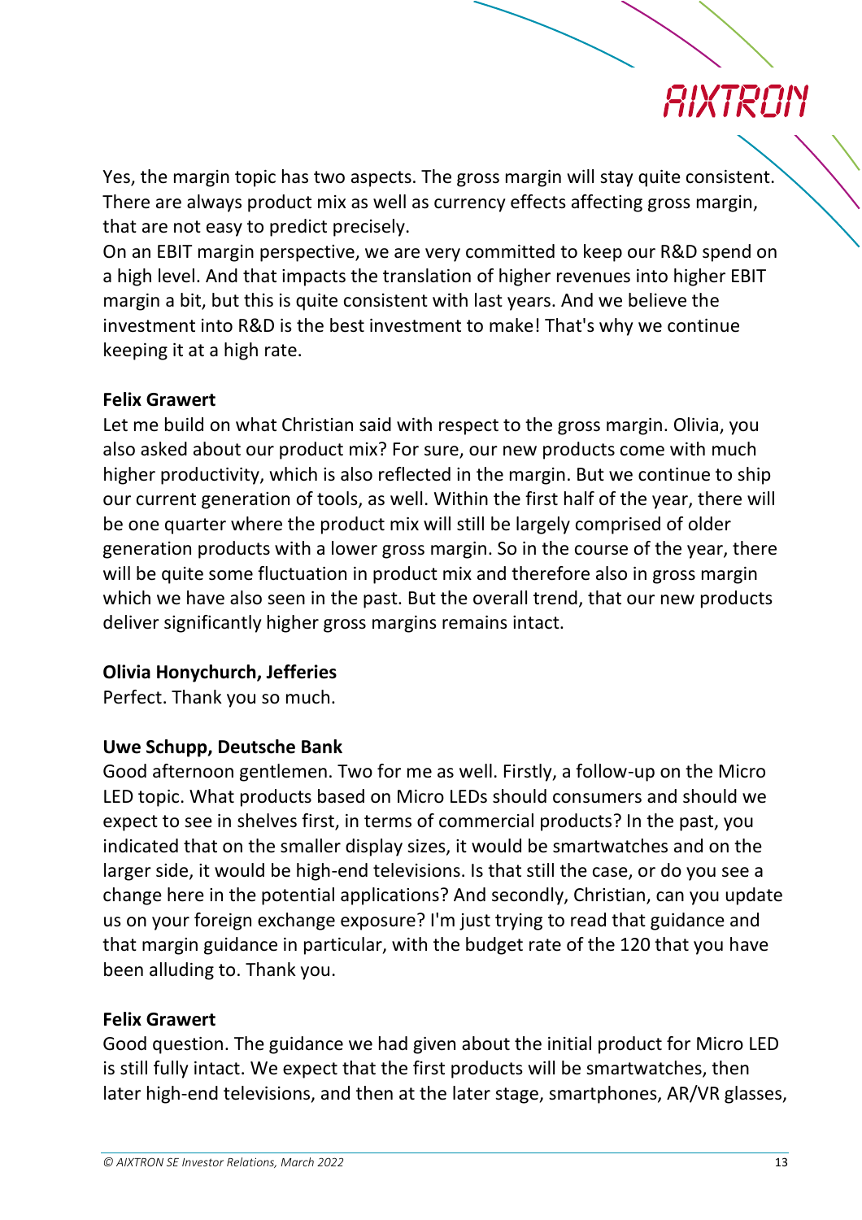Yes, the margin topic has two aspects. The gross margin will stay quite consistent. There are always product mix as well as currency effects affecting gross margin, that are not easy to predict precisely.
On an EBIT margin perspective, we are very committed to keep our R&D spend on a high level. And that impacts the translation of higher revenues into higher EBIT margin a bit, but this is quite consistent with last years. And we believe the investment into R&D is the best investment to make! That's why we continue keeping it at a high rate.

**Felix Grawert**
Let me build on what Christian said with respect to the gross margin. Olivia, you also asked about our product mix? For sure, our new products come with much higher productivity, which is also reflected in the margin. But we continue to ship our current generation of tools, as well. Within the first half of the year, there will be one quarter where the product mix will still be largely comprised of older generation products with a lower gross margin. So in the course of the year, there will be quite some fluctuation in product mix and therefore also in gross margin which we have also seen in the past. But the overall trend, that our new products deliver significantly higher gross margins remains intact.

**Olivia Honychurch, Jefferies**
Perfect. Thank you so much.

**Uwe Schupp, Deutsche Bank**
Good afternoon gentlemen. Two for me as well. Firstly, a follow-up on the Micro LED topic. What products based on Micro LEDs should consumers and should we expect to see in shelves first, in terms of commercial products? In the past, you indicated that on the smaller display sizes, it would be smartwatches and on the larger side, it would be high-end televisions. Is that still the case, or do you see a change here in the potential applications? And secondly, Christian, can you update us on your foreign exchange exposure? I'm just trying to read that guidance and that margin guidance in particular, with the budget rate of the 120 that you have been alluding to. Thank you.

**Felix Grawert**
Good question. The guidance we had given about the initial product for Micro LED is still fully intact. We expect that the first products will be smartwatches, then later high-end televisions, and then at the later stage, smartphones, AR/VR glasses,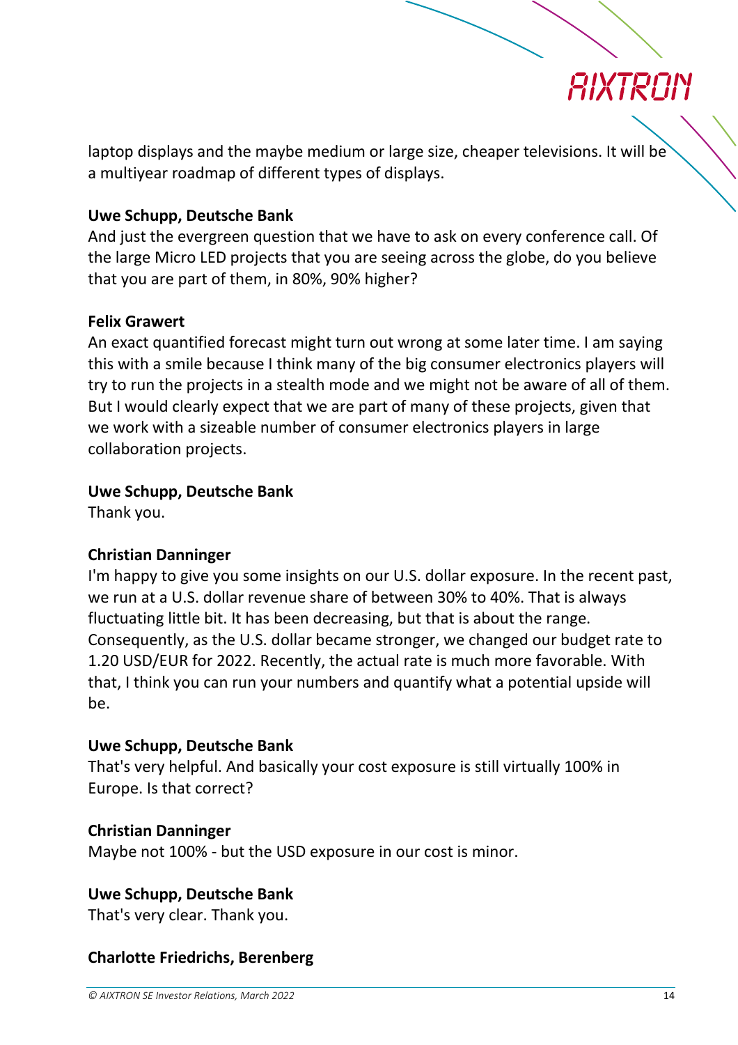laptop displays and the maybe medium or large size, cheaper televisions. It will be a multiyear roadmap of different types of displays.

**Uwe Schupp, Deutsche Bank**
And just the evergreen question that we have to ask on every conference call. Of the large Micro LED projects that you are seeing across the globe, do you believe that you are part of them, in 80%, 90% higher?

**Felix Grawert**
An exact quantified forecast might turn out wrong at some later time. I am saying this with a smile because I think many of the big consumer electronics players will try to run the projects in a stealth mode and we might not be aware of all of them. But I would clearly expect that we are part of many of these projects, given that we work with a sizeable number of consumer electronics players in large collaboration projects.

**Uwe Schupp, Deutsche Bank**
Thank you.

**Christian Danninger**
I'm happy to give you some insights on our U.S. dollar exposure. In the recent past, we run at a U.S. dollar revenue share of between 30% to 40%. That is always fluctuating little bit. It has been decreasing, but that is about the range. Consequently, as the U.S. dollar became stronger, we changed our budget rate to 1.20 USD/EUR for 2022. Recently, the actual rate is much more favorable. With that, I think you can run your numbers and quantify what a potential upside will be.

**Uwe Schupp, Deutsche Bank**
That's very helpful. And basically your cost exposure is still virtually 100% in Europe. Is that correct?

**Christian Danninger**
Maybe not 100% - but the USD exposure in our cost is minor.

**Uwe Schupp, Deutsche Bank**
That's very clear. Thank you.

**Charlotte Friedrichs, Berenberg**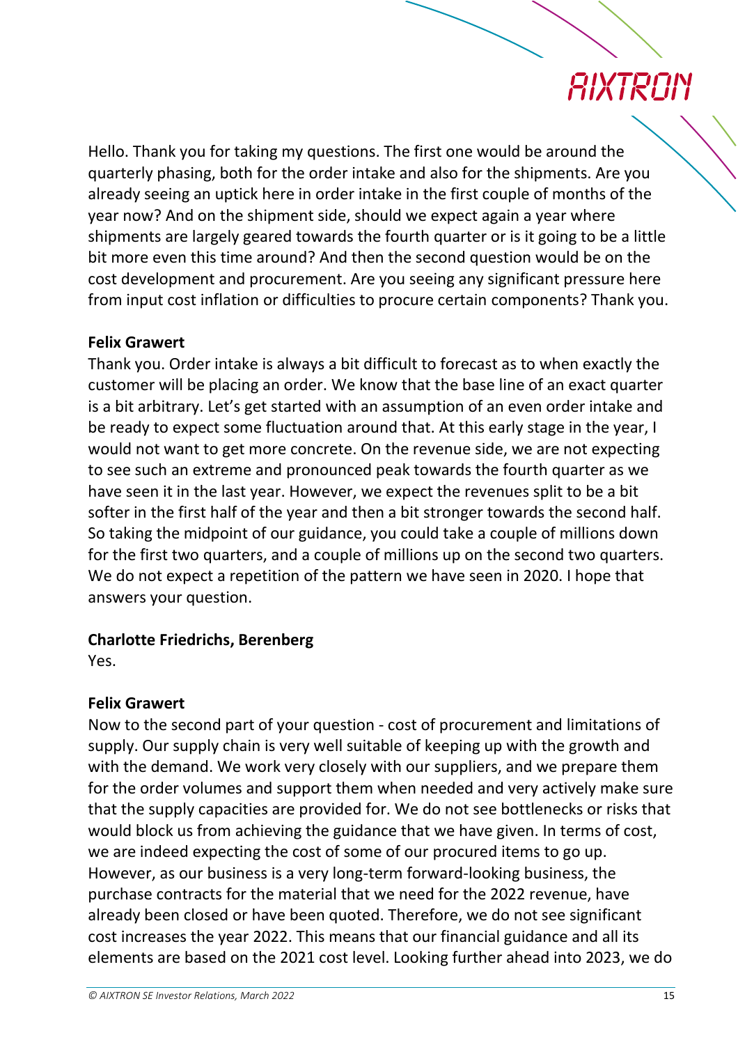Hello. Thank you for taking my questions. The first one would be around the quarterly phasing, both for the order intake and also for the shipments. Are you already seeing an uptick here in order intake in the first couple of months of the year now? And on the shipment side, should we expect again a year where shipments are largely geared towards the fourth quarter or is it going to be a little bit more even this time around? And then the second question would be on the cost development and procurement. Are you seeing any significant pressure here from input cost inflation or difficulties to procure certain components? Thank you.

**Felix Grawert**
Thank you. Order intake is always a bit difficult to forecast as to when exactly the customer will be placing an order. We know that the base line of an exact quarter is a bit arbitrary. Let's get started with an assumption of an even order intake and be ready to expect some fluctuation around that. At this early stage in the year, I would not want to get more concrete. On the revenue side, we are not expecting to see such an extreme and pronounced peak towards the fourth quarter as we have seen it in the last year. However, we expect the revenues split to be a bit softer in the first half of the year and then a bit stronger towards the second half. So taking the midpoint of our guidance, you could take a couple of millions down for the first two quarters, and a couple of millions up on the second two quarters. We do not expect a repetition of the pattern we have seen in 2020. I hope that answers your question.

**Charlotte Friedrichs, Berenberg**
Yes.

**Felix Grawert**
Now to the second part of your question - cost of procurement and limitations of supply. Our supply chain is very well suitable of keeping up with the growth and with the demand. We work very closely with our suppliers, and we prepare them for the order volumes and support them when needed and very actively make sure that the supply capacities are provided for. We do not see bottlenecks or risks that would block us from achieving the guidance that we have given. In terms of cost, we are indeed expecting the cost of some of our procured items to go up. However, as our business is a very long-term forward-looking business, the purchase contracts for the material that we need for the 2022 revenue, have already been closed or have been quoted. Therefore, we do not see significant cost increases the year 2022. This means that our financial guidance and all its elements are based on the 2021 cost level. Looking further ahead into 2023, we do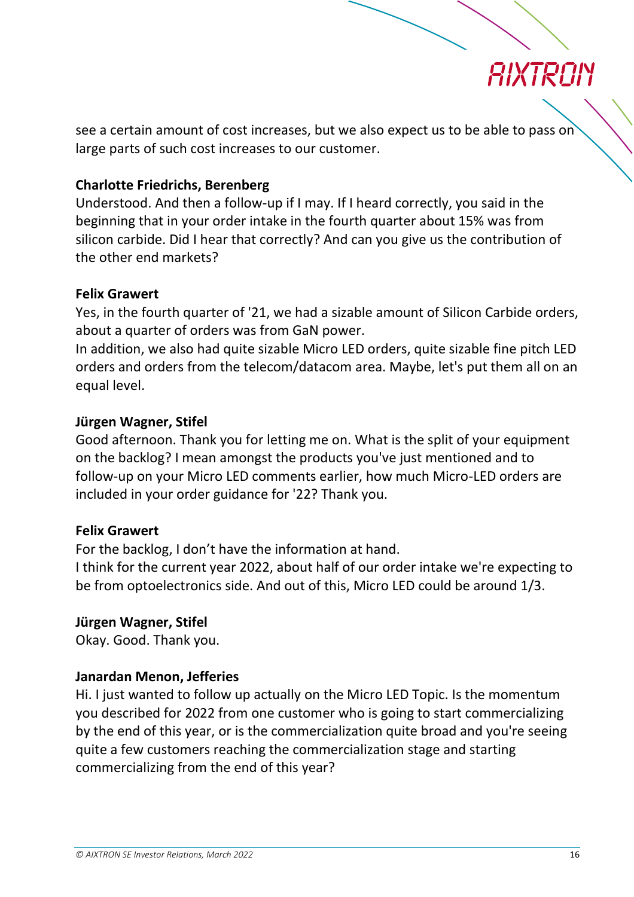see a certain amount of cost increases, but we also expect us to be able to pass on large parts of such cost increases to our customer.

**Charlotte Friedrichs, Berenberg**
Understood. And then a follow-up if I may. If I heard correctly, you said in the beginning that in your order intake in the fourth quarter about 15% was from silicon carbide. Did I hear that correctly? And can you give us the contribution of the other end markets?

**Felix Grawert**
Yes, in the fourth quarter of '21, we had a sizable amount of Silicon Carbide orders, about a quarter of orders was from GaN power.
In addition, we also had quite sizable Micro LED orders, quite sizable fine pitch LED orders and orders from the telecom/datacom area. Maybe, let's put them all on an equal level.

**Jürgen Wagner, Stifel**
Good afternoon. Thank you for letting me on. What is the split of your equipment on the backlog? I mean amongst the products you've just mentioned and to follow-up on your Micro LED comments earlier, how much Micro-LED orders are included in your order guidance for '22? Thank you.

**Felix Grawert**
For the backlog, I don't have the information at hand.
I think for the current year 2022, about half of our order intake we're expecting to be from optoelectronics side. And out of this, Micro LED could be around 1/3.

**Jürgen Wagner, Stifel**
Okay. Good. Thank you.

**Janardan Menon, Jefferies**
Hi. I just wanted to follow up actually on the Micro LED Topic. Is the momentum you described for 2022 from one customer who is going to start commercializing by the end of this year, or is the commercialization quite broad and you're seeing quite a few customers reaching the commercialization stage and starting commercializing from the end of this year?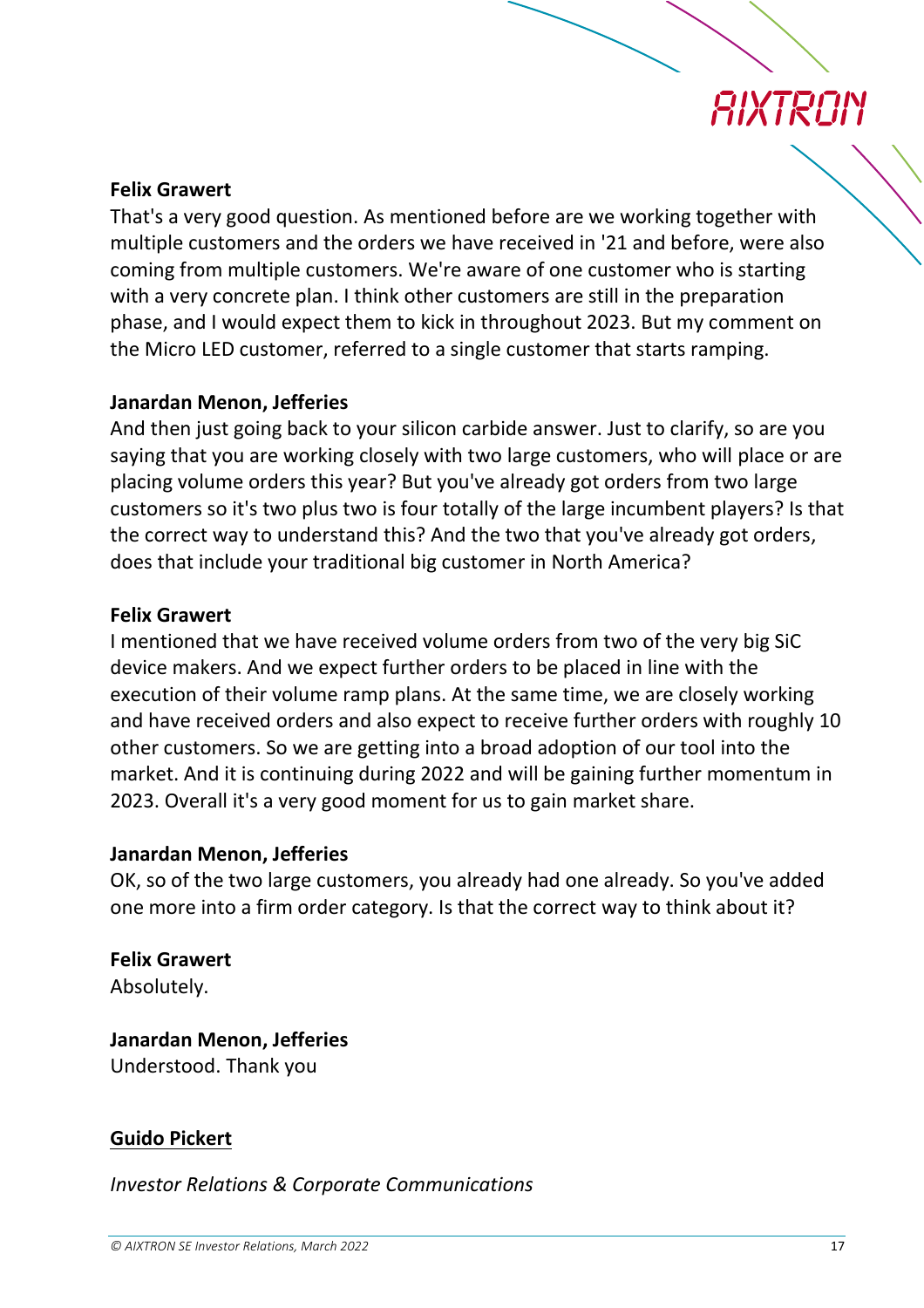**Felix Grawert**
That's a very good question. As mentioned before are we working together with multiple customers and the orders we have received in '21 and before, were also coming from multiple customers. We're aware of one customer who is starting with a very concrete plan. I think other customers are still in the preparation phase, and I would expect them to kick in throughout 2023. But my comment on the Micro LED customer, referred to a single customer that starts ramping.

**Janardan Menon, Jefferies**
And then just going back to your silicon carbide answer. Just to clarify, so are you saying that you are working closely with two large customers, who will place or are placing volume orders this year? But you've already got orders from two large customers so it's two plus two is four totally of the large incumbent players? Is that the correct way to understand this? And the two that you've already got orders, does that include your traditional big customer in North America?

**Felix Grawert**
I mentioned that we have received volume orders from two of the very big SiC device makers. And we expect further orders to be placed in line with the execution of their volume ramp plans. At the same time, we are closely working and have received orders and also expect to receive further orders with roughly 10 other customers. So we are getting into a broad adoption of our tool into the market. And it is continuing during 2022 and will be gaining further momentum in 2023. Overall it's a very good moment for us to gain market share.

**Janardan Menon, Jefferies**
OK, so of the two large customers, you already had one already. So you've added one more into a firm order category. Is that the correct way to think about it?

**Felix Grawert**
Absolutely.

**Janardan Menon, Jefferies**
Understood. Thank you

**Guido Pickert**

*Investor Relations & Corporate Communications*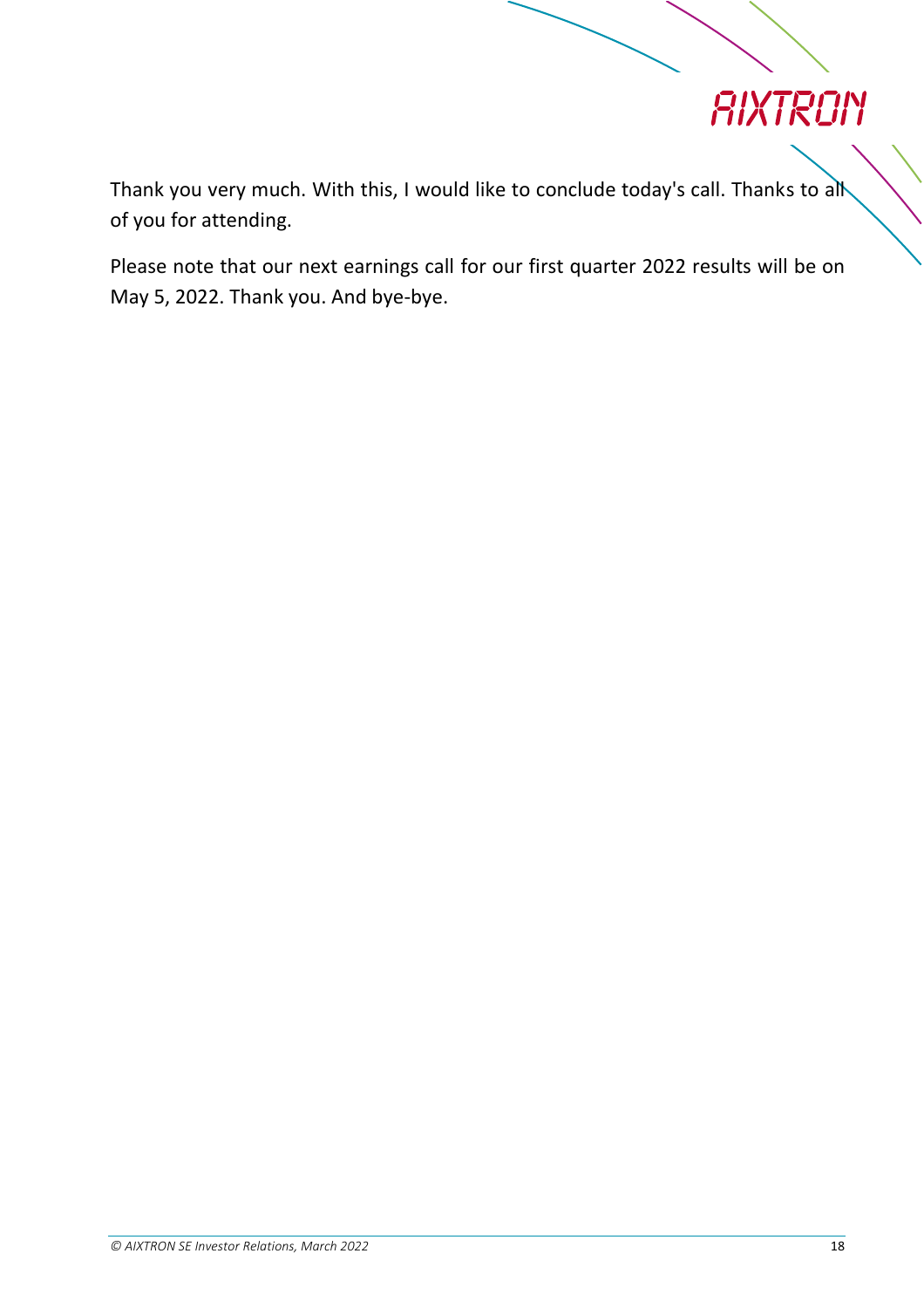Thank you very much. With this, I would like to conclude today's call. Thanks to all of you for attending.

Please note that our next earnings call for our first quarter 2022 results will be on May 5, 2022. Thank you. And bye-bye.